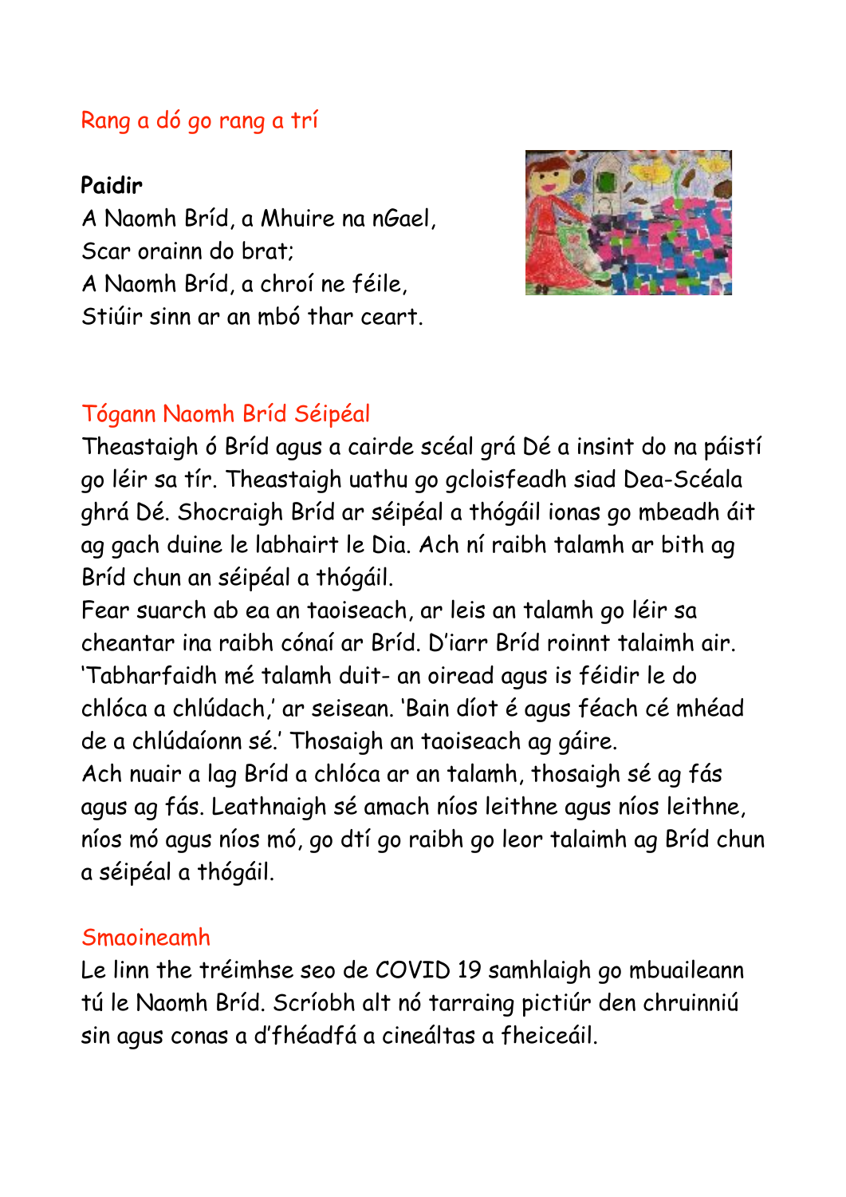## Rang a dó go rang a trí

**Paidir**

A Naomh Bríd, a Mhuire na nGael,  
Scar orainn do brat;  
A Naomh Bríd, a chroí ne féile,  
Stiúir sinn ar an mbó thar ceart.

## Tógann Naomh Bríd Séipéal

Theastaigh ó Bríd agus a cairde scéal grá Dé a insint do na páistí go léir sa tír. Theastaigh uathu go gcloisfeadh siad Dea-Scéala ghrá Dé. Shocraigh Bríd ar séipéal a thógáil ionas go mbeadh áit ag gach duine le labhairt le Dia. Ach ní raibh talamh ar bith ag Bríd chun an séipéal a thógáil.

Fear suarch ab ea an taoiseach, ar leis an talamh go léir sa cheantar ina raibh cónaí ar Bríd. D'iarr Bríd roinnt talaimh air. 'Tabharfaidh mé talamh duit- an oiread agus is féidir le do chlóca a chlúdach,' ar seisean. 'Bain díot é agus féach cé mhéad de a chlúdaíonn sé.' Thosaigh an taoiseach ag gáire.

Ach nuair a lag Bríd a chlóca ar an talamh, thosaigh sé ag fás agus ag fás. Leathnaigh sé amach níos leithne agus níos leithne, níos mó agus níos mó, go dtí go raibh go leor talaimh ag Bríd chun a séipéal a thógáil.

## Smaoineamh

Le linn the tréimhse seo de COVID 19 samhlaigh go mbuaileann tú le Naomh Bríd. Scríobh alt nó tarraing pictiúr den chruinniú sin agus conas a d'fhéadfá a cineáltas a fheiceáil.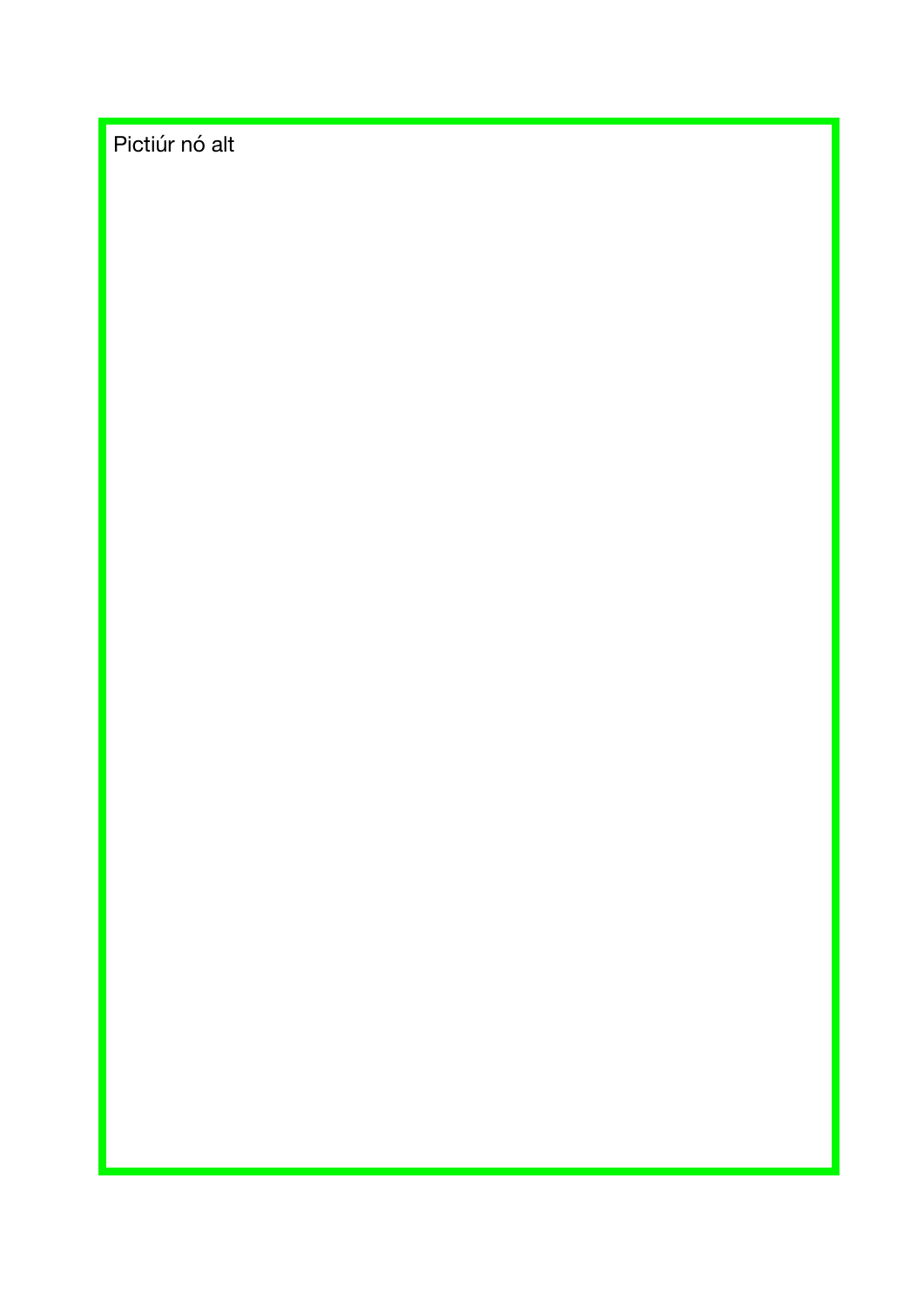Pictiúr nó alt